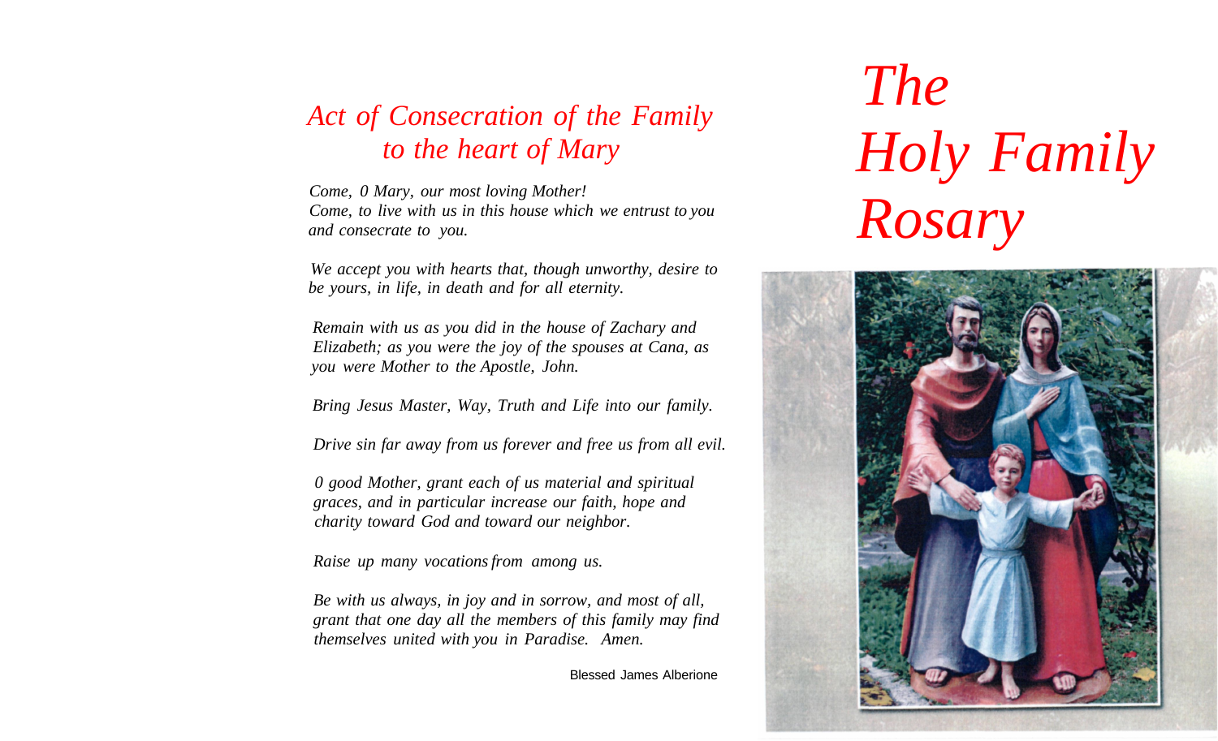# Act of Consecration of the Family to the heart of Mary

*Come, 0 Mary, our most loving Mother!*
*Come, to live with us in this house which we entrust to you and consecrate to you.*

*We accept you with hearts that, though unworthy, desire to be yours, in life, in death and for all eternity.*

*Remain with us as you did in the house of Zachary and Elizabeth; as you were the joy of the spouses at Cana, as you were Mother to the Apostle, John.*

*Bring Jesus Master, Way, Truth and Life into our family.*

*Drive sin far away from us forever and free us from all evil.*

*0 good Mother, grant each of us material and spiritual graces, and in particular increase our faith, hope and charity toward God and toward our neighbor.*

*Raise up many vocations from among us.*

*Be with us always, in joy and in sorrow, and most of all, grant that one day all the members of this family may find themselves united with you in Paradise. Amen.*

Blessed James Alberione

# The Holy Family Rosary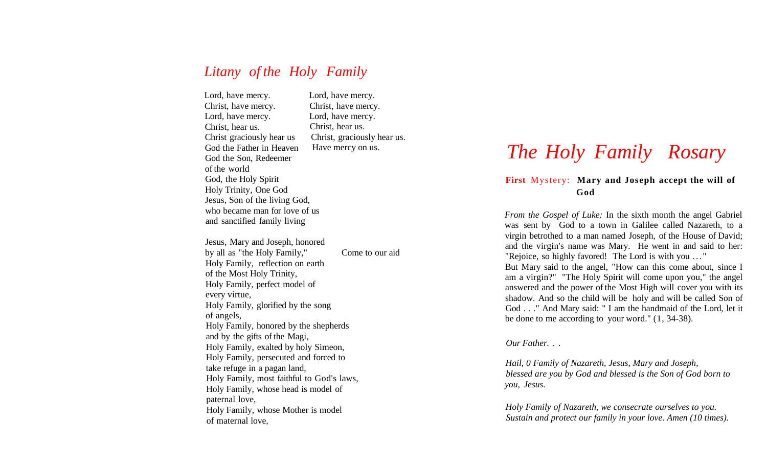## *Litany of the Holy Family*

Lord, have mercy. — Lord, have mercy.
Christ, have mercy. — Christ, have mercy.
Lord, have mercy. — Lord, have mercy.
Christ, hear us. — Christ, hear us.
Christ graciously hear us — Christ, graciously hear us.
God the Father in Heaven — Have mercy on us.
God the Son, Redeemer of the world
God, the Holy Spirit
Holy Trinity, One God
Jesus, Son of the living God, who became man for love of us and sanctified family living

Jesus, Mary and Joseph, honored by all as "the Holy Family," — Come to our aid
Holy Family, reflection on earth of the Most Holy Trinity,
Holy Family, perfect model of every virtue,
Holy Family, glorified by the song of angels,
Holy Family, honored by the shepherds and by the gifts of the Magi,
Holy Family, exalted by holy Simeon,
Holy Family, persecuted and forced to take refuge in a pagan land,
Holy Family, most faithful to God's laws,
Holy Family, whose head is model of paternal love,
Holy Family, whose Mother is model of maternal love,

# *The Holy Family Rosary*

**First** Mystery: **Mary and Joseph accept the will of God**

*From the Gospel of Luke:* In the sixth month the angel Gabriel was sent by God to a town in Galilee called Nazareth, to a virgin betrothed to a man named Joseph, of the House of David; and the virgin's name was Mary. He went in and said to her: "Rejoice, so highly favored! The Lord is with you ..." But Mary said to the angel, "How can this come about, since I am a virgin?" "The Holy Spirit will come upon you," the angel answered and the power of the Most High will cover you with its shadow. And so the child will be holy and will be called Son of God . . ." And Mary said: " I am the handmaid of the Lord, let it be done to me according to your word." (1, 34-38).

*Our Father. . .*

*Hail, 0 Family of Nazareth, Jesus, Mary and Joseph, blessed are you by God and blessed is the Son of God born to you, Jesus.*

*Holy Family of Nazareth, we consecrate ourselves to you. Sustain and protect our family in your love. Amen (10 times).*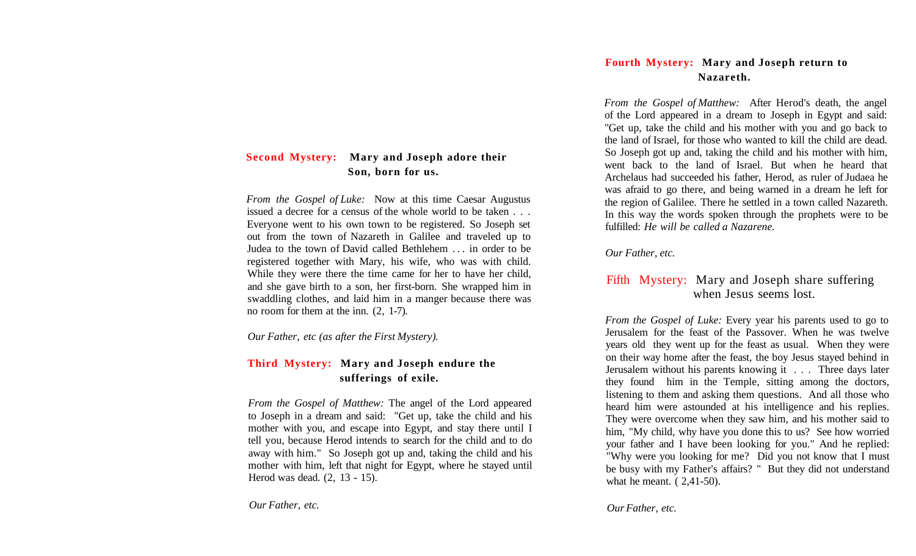## Second Mystery: Mary and Joseph adore their Son, born for us.

*From the Gospel of Luke:* Now at this time Caesar Augustus issued a decree for a census of the whole world to be taken . . . Everyone went to his own town to be registered. So Joseph set out from the town of Nazareth in Galilee and traveled up to Judea to the town of David called Bethlehem . . . in order to be registered together with Mary, his wife, who was with child. While they were there the time came for her to have her child, and she gave birth to a son, her first-born. She wrapped him in swaddling clothes, and laid him in a manger because there was no room for them at the inn. (2, 1-7).

*Our Father, etc (as after the First Mystery).*

## Third Mystery: Mary and Joseph endure the sufferings of exile.

*From the Gospel of Matthew:* The angel of the Lord appeared to Joseph in a dream and said: "Get up, take the child and his mother with you, and escape into Egypt, and stay there until I tell you, because Herod intends to search for the child and to do away with him." So Joseph got up and, taking the child and his mother with him, left that night for Egypt, where he stayed until Herod was dead. (2, 13 - 15).

*Our Father, etc.*

## Fourth Mystery: Mary and Joseph return to Nazareth.

*From the Gospel of Matthew:* After Herod's death, the angel of the Lord appeared in a dream to Joseph in Egypt and said: "Get up, take the child and his mother with you and go back to the land of Israel, for those who wanted to kill the child are dead. So Joseph got up and, taking the child and his mother with him, went back to the land of Israel. But when he heard that Archelaus had succeeded his father, Herod, as ruler of Judaea he was afraid to go there, and being warned in a dream he left for the region of Galilee. There he settled in a town called Nazareth. In this way the words spoken through the prophets were to be fulfilled: *He will be called a Nazarene.*

*Our Father, etc.*

## Fifth Mystery: Mary and Joseph share suffering when Jesus seems lost.

*From the Gospel of Luke:* Every year his parents used to go to Jerusalem for the feast of the Passover. When he was twelve years old they went up for the feast as usual. When they were on their way home after the feast, the boy Jesus stayed behind in Jerusalem without his parents knowing it . . . Three days later they found him in the Temple, sitting among the doctors, listening to them and asking them questions. And all those who heard him were astounded at his intelligence and his replies. They were overcome when they saw him, and his mother said to him, "My child, why have you done this to us? See how worried your father and I have been looking for you." And he replied: "Why were you looking for me? Did you not know that I must be busy with my Father's affairs? " But they did not understand what he meant. ( 2,41-50).

*Our Father, etc.*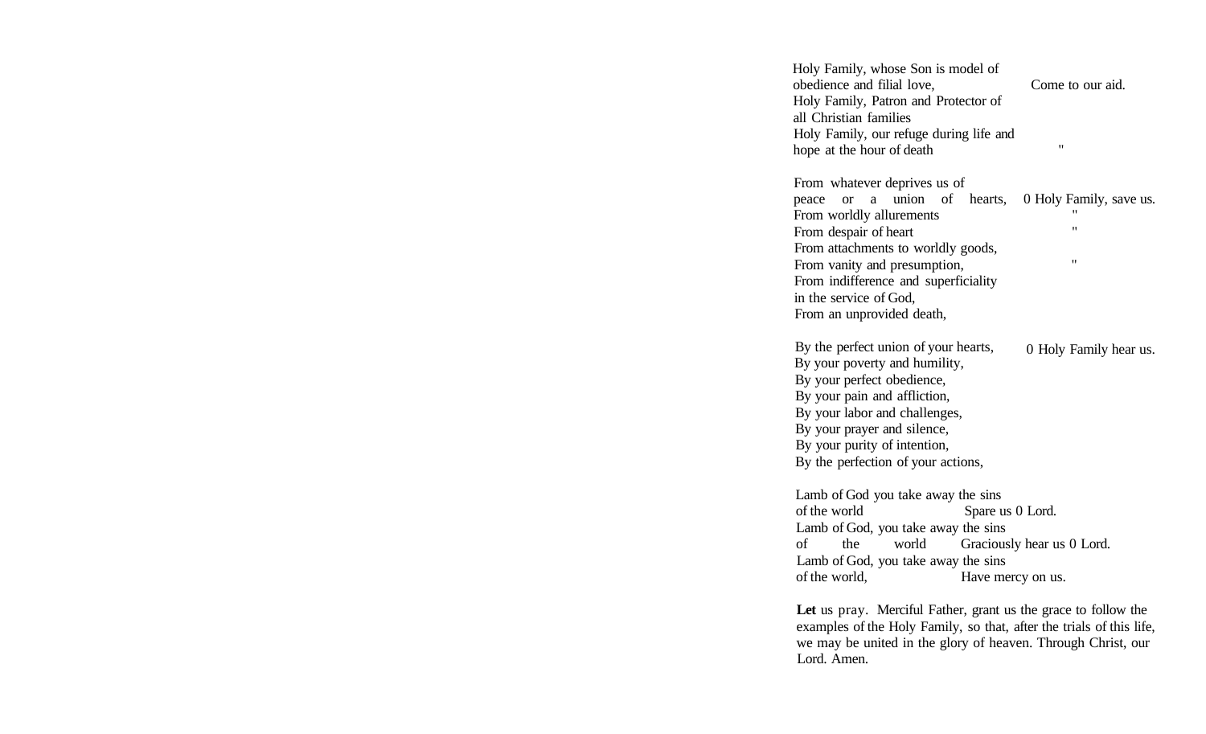Holy Family, whose Son is model of obedience and filial love, Come to our aid.
Holy Family, Patron and Protector of all Christian families
Holy Family, our refuge during life and hope at the hour of death "

From whatever deprives us of peace or a union of hearts, 0 Holy Family, save us.
From worldly allurements "
From despair of heart "
From attachments to worldly goods,
From vanity and presumption, "
From indifference and superficiality in the service of God,
From an unprovided death,

By the perfect union of your hearts, 0 Holy Family hear us.
By your poverty and humility,
By your perfect obedience,
By your pain and affliction,
By your labor and challenges,
By your prayer and silence,
By your purity of intention,
By the perfection of your actions,

Lamb of God you take away the sins of the world Spare us 0 Lord.
Lamb of God, you take away the sins of the world Graciously hear us 0 Lord.
Lamb of God, you take away the sins of the world, Have mercy on us.

**Let** us pray. Merciful Father, grant us the grace to follow the examples of the Holy Family, so that, after the trials of this life, we may be united in the glory of heaven. Through Christ, our Lord. Amen.